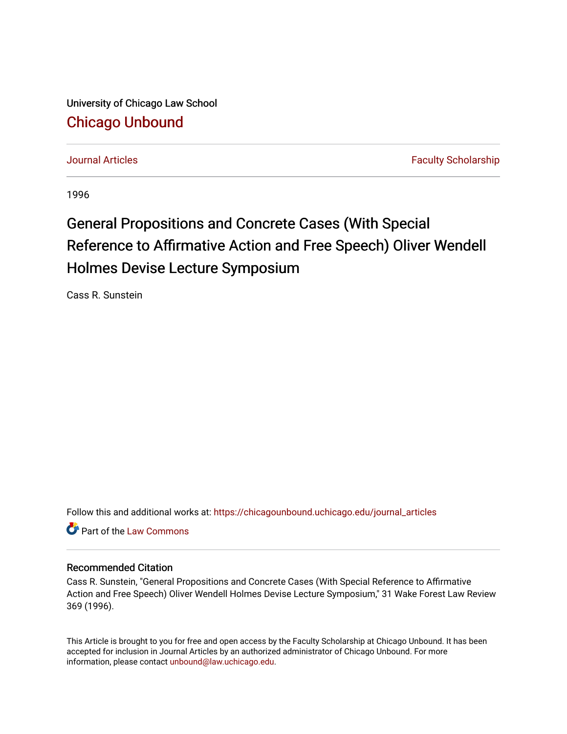University of Chicago Law School

## Chicago Unbound

Journal Articles | Faculty Scholarship

1996

# General Propositions and Concrete Cases (With Special Reference to Affirmative Action and Free Speech) Oliver Wendell Holmes Devise Lecture Symposium

Cass R. Sunstein

Follow this and additional works at: https://chicagounbound.uchicago.edu/journal_articles

Part of the Law Commons

### Recommended Citation

Cass R. Sunstein, "General Propositions and Concrete Cases (With Special Reference to Affirmative Action and Free Speech) Oliver Wendell Holmes Devise Lecture Symposium," 31 Wake Forest Law Review 369 (1996).

This Article is brought to you for free and open access by the Faculty Scholarship at Chicago Unbound. It has been accepted for inclusion in Journal Articles by an authorized administrator of Chicago Unbound. For more information, please contact unbound@law.uchicago.edu.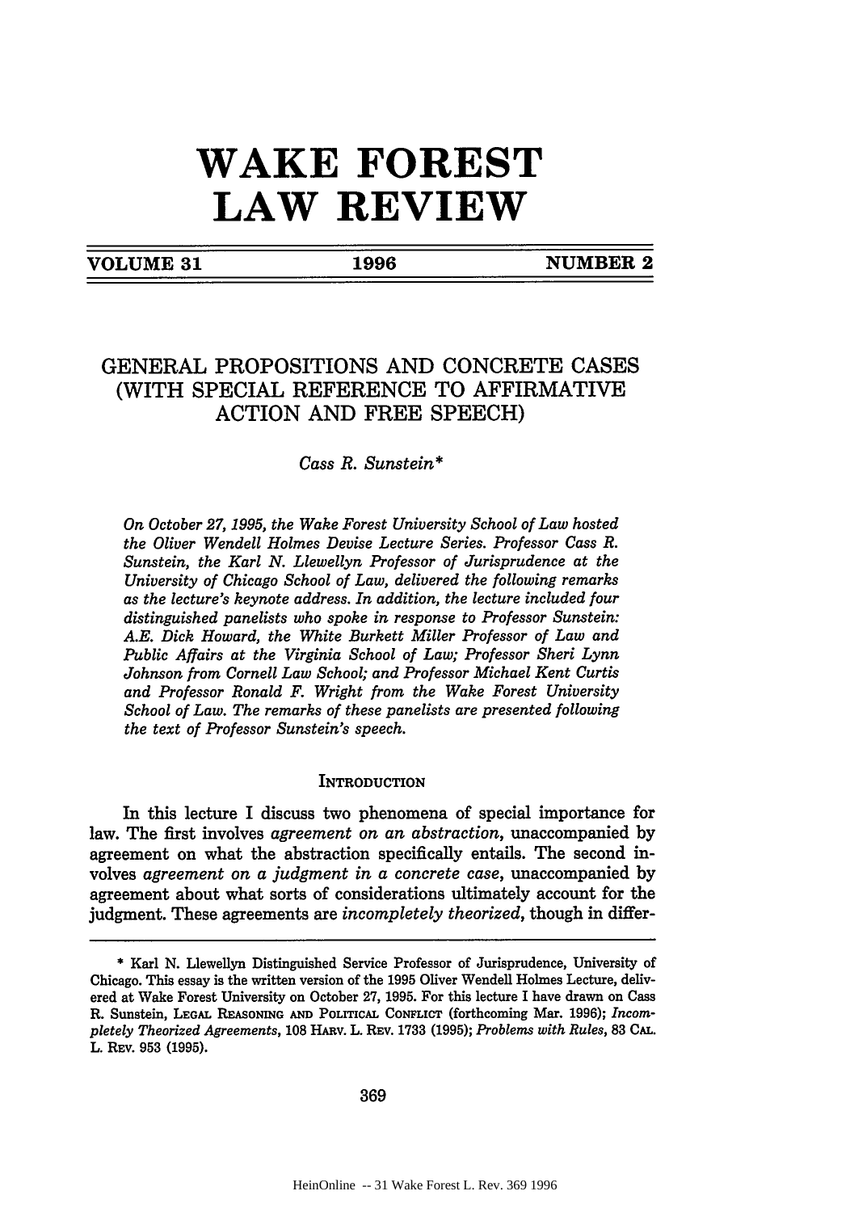# WAKE FOREST LAW REVIEW

VOLUME 31 — 1996 — NUMBER 2

## GENERAL PROPOSITIONS AND CONCRETE CASES (WITH SPECIAL REFERENCE TO AFFIRMATIVE ACTION AND FREE SPEECH)

*Cass R. Sunstein**

*On October 27, 1995, the Wake Forest University School of Law hosted the Oliver Wendell Holmes Devise Lecture Series. Professor Cass R. Sunstein, the Karl N. Llewellyn Professor of Jurisprudence at the University of Chicago School of Law, delivered the following remarks as the lecture's keynote address. In addition, the lecture included four distinguished panelists who spoke in response to Professor Sunstein: A.E. Dick Howard, the White Burkett Miller Professor of Law and Public Affairs at the Virginia School of Law; Professor Sheri Lynn Johnson from Cornell Law School; and Professor Michael Kent Curtis and Professor Ronald F. Wright from the Wake Forest University School of Law. The remarks of these panelists are presented following the text of Professor Sunstein's speech.*

### INTRODUCTION

In this lecture I discuss two phenomena of special importance for law. The first involves *agreement on an abstraction*, unaccompanied by agreement on what the abstraction specifically entails. The second involves *agreement on a judgment in a concrete case*, unaccompanied by agreement about what sorts of considerations ultimately account for the judgment. These agreements are *incompletely theorized*, though in differ-

---

\* Karl N. Llewellyn Distinguished Service Professor of Jurisprudence, University of Chicago. This essay is the written version of the 1995 Oliver Wendell Holmes Lecture, delivered at Wake Forest University on October 27, 1995. For this lecture I have drawn on Cass R. Sunstein, LEGAL REASONING AND POLITICAL CONFLICT (forthcoming Mar. 1996); *Incompletely Theorized Agreements*, 108 HARV. L. REV. 1733 (1995); *Problems with Rules*, 83 CAL. L. REV. 953 (1995).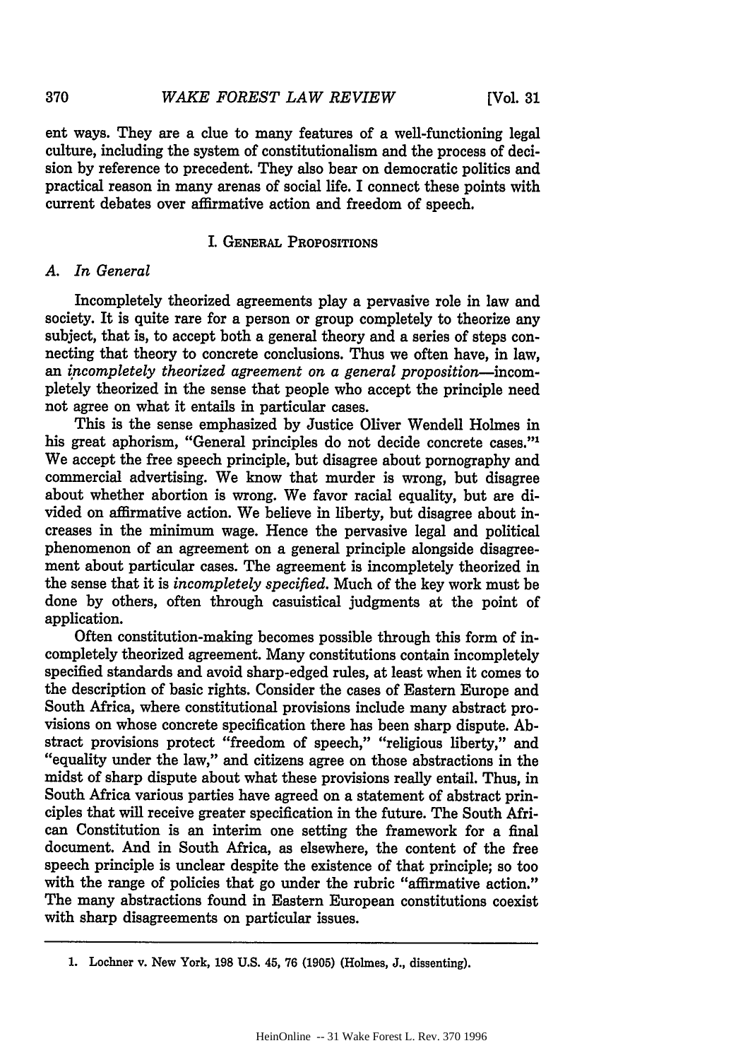ent ways. They are a clue to many features of a well-functioning legal culture, including the system of constitutionalism and the process of decision by reference to precedent. They also bear on democratic politics and practical reason in many arenas of social life. I connect these points with current debates over affirmative action and freedom of speech.

## I. General Propositions

### A. In General

Incompletely theorized agreements play a pervasive role in law and society. It is quite rare for a person or group completely to theorize any subject, that is, to accept both a general theory and a series of steps connecting that theory to concrete conclusions. Thus we often have, in law, an *incompletely theorized agreement on a general proposition*—incompletely theorized in the sense that people who accept the principle need not agree on what it entails in particular cases.

This is the sense emphasized by Justice Oliver Wendell Holmes in his great aphorism, "General principles do not decide concrete cases."[1] We accept the free speech principle, but disagree about pornography and commercial advertising. We know that murder is wrong, but disagree about whether abortion is wrong. We favor racial equality, but are divided on affirmative action. We believe in liberty, but disagree about increases in the minimum wage. Hence the pervasive legal and political phenomenon of an agreement on a general principle alongside disagreement about particular cases. The agreement is incompletely theorized in the sense that it is *incompletely specified*. Much of the key work must be done by others, often through casuistical judgments at the point of application.

Often constitution-making becomes possible through this form of incompletely theorized agreement. Many constitutions contain incompletely specified standards and avoid sharp-edged rules, at least when it comes to the description of basic rights. Consider the cases of Eastern Europe and South Africa, where constitutional provisions include many abstract provisions on whose concrete specification there has been sharp dispute. Abstract provisions protect "freedom of speech," "religious liberty," and "equality under the law," and citizens agree on those abstractions in the midst of sharp dispute about what these provisions really entail. Thus, in South Africa various parties have agreed on a statement of abstract principles that will receive greater specification in the future. The South African Constitution is an interim one setting the framework for a final document. And in South Africa, as elsewhere, the content of the free speech principle is unclear despite the existence of that principle; so too with the range of policies that go under the rubric "affirmative action." The many abstractions found in Eastern European constitutions coexist with sharp disagreements on particular issues.

---

1. Lochner v. New York, 198 U.S. 45, 76 (1905) (Holmes, J., dissenting).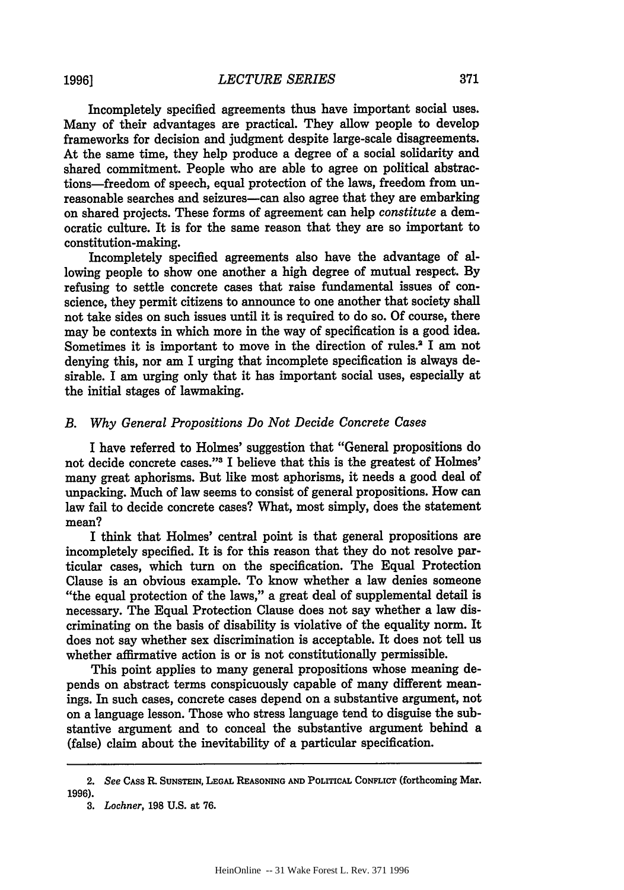Incompletely specified agreements thus have important social uses. Many of their advantages are practical. They allow people to develop frameworks for decision and judgment despite large-scale disagreements. At the same time, they help produce a degree of a social solidarity and shared commitment. People who are able to agree on political abstractions—freedom of speech, equal protection of the laws, freedom from unreasonable searches and seizures—can also agree that they are embarking on shared projects. These forms of agreement can help *constitute* a democratic culture. It is for the same reason that they are so important to constitution-making.

Incompletely specified agreements also have the advantage of allowing people to show one another a high degree of mutual respect. By refusing to settle concrete cases that raise fundamental issues of conscience, they permit citizens to announce to one another that society shall not take sides on such issues until it is required to do so. Of course, there may be contexts in which more in the way of specification is a good idea. Sometimes it is important to move in the direction of rules.[2] I am not denying this, nor am I urging that incomplete specification is always desirable. I am urging only that it has important social uses, especially at the initial stages of lawmaking.

### B. *Why General Propositions Do Not Decide Concrete Cases*

I have referred to Holmes' suggestion that "General propositions do not decide concrete cases."[3] I believe that this is the greatest of Holmes' many great aphorisms. But like most aphorisms, it needs a good deal of unpacking. Much of law seems to consist of general propositions. How can law fail to decide concrete cases? What, most simply, does the statement mean?

I think that Holmes' central point is that general propositions are incompletely specified. It is for this reason that they do not resolve particular cases, which turn on the specification. The Equal Protection Clause is an obvious example. To know whether a law denies someone "the equal protection of the laws," a great deal of supplemental detail is necessary. The Equal Protection Clause does not say whether a law discriminating on the basis of disability is violative of the equality norm. It does not say whether sex discrimination is acceptable. It does not tell us whether affirmative action is or is not constitutionally permissible.

This point applies to many general propositions whose meaning depends on abstract terms conspicuously capable of many different meanings. In such cases, concrete cases depend on a substantive argument, not on a language lesson. Those who stress language tend to disguise the substantive argument and to conceal the substantive argument behind a (false) claim about the inevitability of a particular specification.

---

2. *See* CASS R. SUNSTEIN, LEGAL REASONING AND POLITICAL CONFLICT (forthcoming Mar. 1996).

3. *Lochner*, 198 U.S. at 76.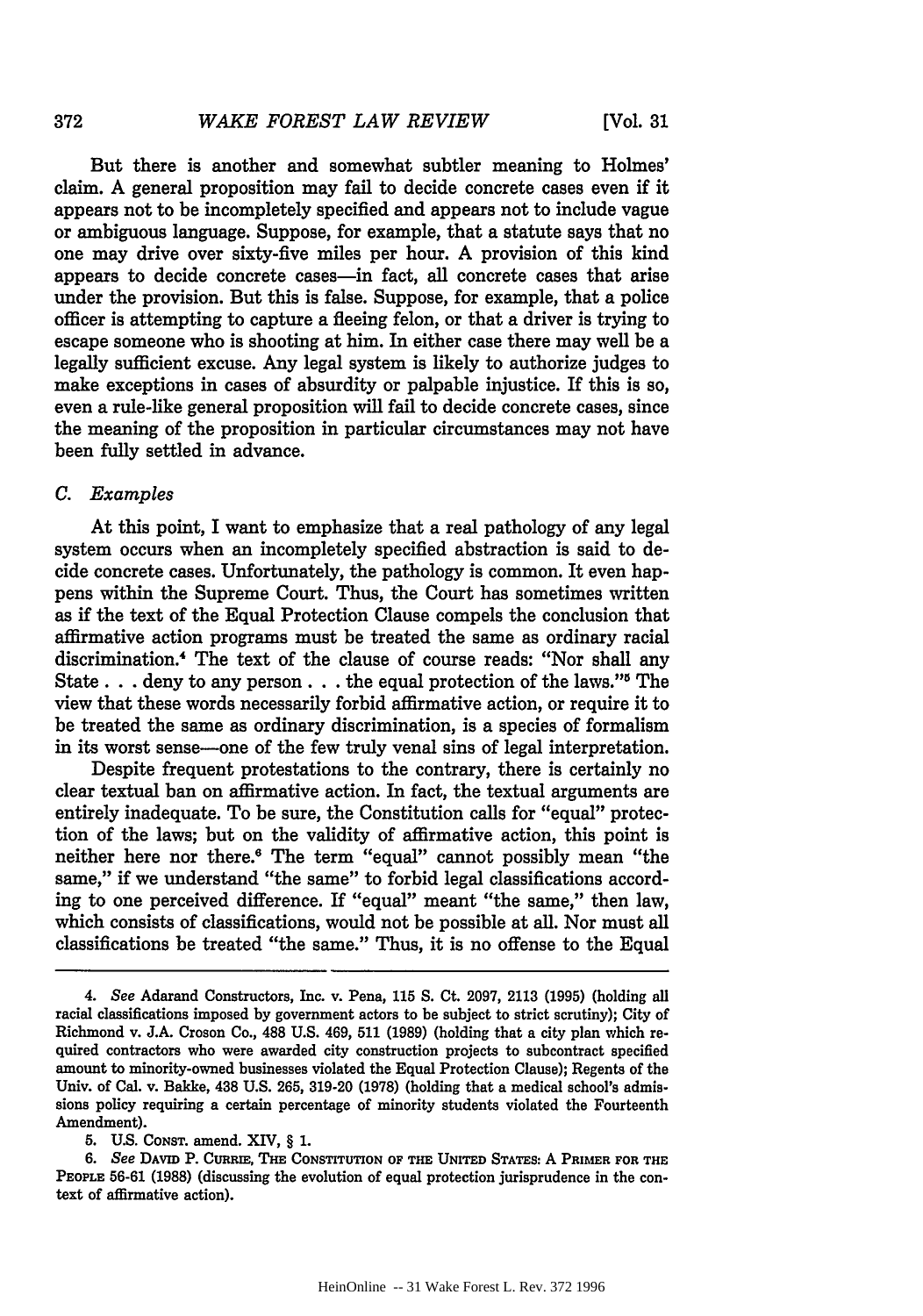But there is another and somewhat subtler meaning to Holmes' claim. A general proposition may fail to decide concrete cases even if it appears not to be incompletely specified and appears not to include vague or ambiguous language. Suppose, for example, that a statute says that no one may drive over sixty-five miles per hour. A provision of this kind appears to decide concrete cases—in fact, all concrete cases that arise under the provision. But this is false. Suppose, for example, that a police officer is attempting to capture a fleeing felon, or that a driver is trying to escape someone who is shooting at him. In either case there may well be a legally sufficient excuse. Any legal system is likely to authorize judges to make exceptions in cases of absurdity or palpable injustice. If this is so, even a rule-like general proposition will fail to decide concrete cases, since the meaning of the proposition in particular circumstances may not have been fully settled in advance.

### *C. Examples*

At this point, I want to emphasize that a real pathology of any legal system occurs when an incompletely specified abstraction is said to decide concrete cases. Unfortunately, the pathology is common. It even happens within the Supreme Court. Thus, the Court has sometimes written as if the text of the Equal Protection Clause compels the conclusion that affirmative action programs must be treated the same as ordinary racial discrimination.[4] The text of the clause of course reads: "Nor shall any State . . . deny to any person . . . the equal protection of the laws."[5] The view that these words necessarily forbid affirmative action, or require it to be treated the same as ordinary discrimination, is a species of formalism in its worst sense—one of the few truly venal sins of legal interpretation.

Despite frequent protestations to the contrary, there is certainly no clear textual ban on affirmative action. In fact, the textual arguments are entirely inadequate. To be sure, the Constitution calls for "equal" protection of the laws; but on the validity of affirmative action, this point is neither here nor there.[6] The term "equal" cannot possibly mean "the same," if we understand "the same" to forbid legal classifications according to one perceived difference. If "equal" meant "the same," then law, which consists of classifications, would not be possible at all. Nor must all classifications be treated "the same." Thus, it is no offense to the Equal

---

4. *See* Adarand Constructors, Inc. v. Pena, 115 S. Ct. 2097, 2113 (1995) (holding all racial classifications imposed by government actors to be subject to strict scrutiny); City of Richmond v. J.A. Croson Co., 488 U.S. 469, 511 (1989) (holding that a city plan which required contractors who were awarded city construction projects to subcontract specified amount to minority-owned businesses violated the Equal Protection Clause); Regents of the Univ. of Cal. v. Bakke, 438 U.S. 265, 319-20 (1978) (holding that a medical school's admissions policy requiring a certain percentage of minority students violated the Fourteenth Amendment).

5. U.S. CONST. amend. XIV, § 1.

6. *See* DAVID P. CURRIE, THE CONSTITUTION OF THE UNITED STATES: A PRIMER FOR THE PEOPLE 56-61 (1988) (discussing the evolution of equal protection jurisprudence in the context of affirmative action).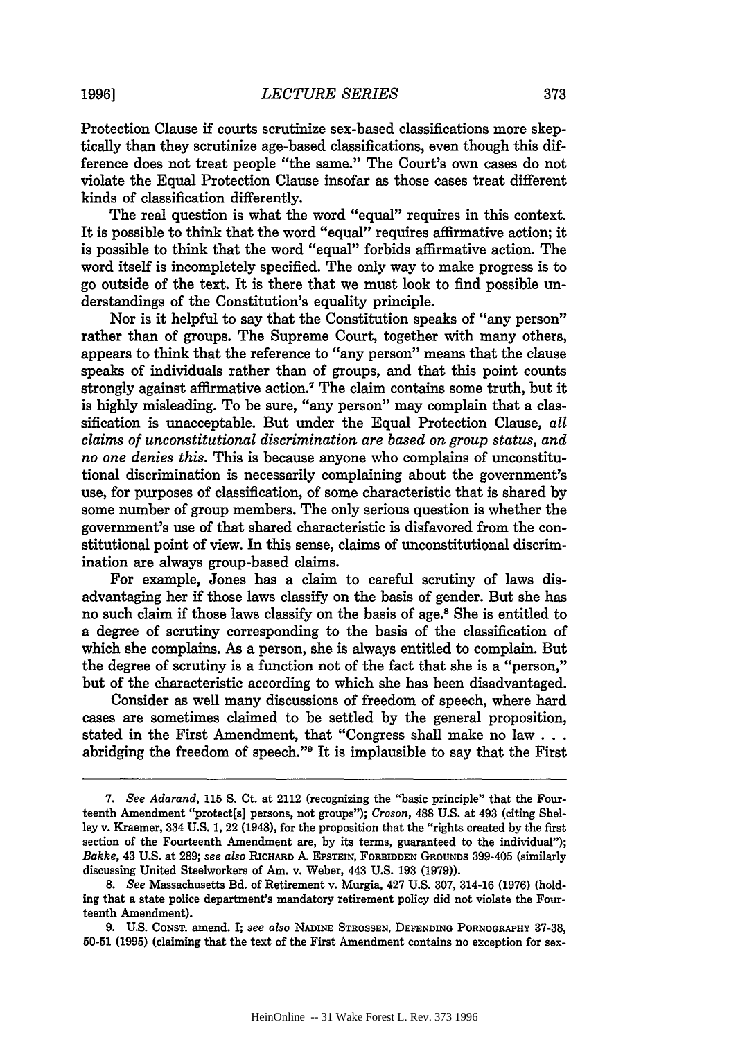Protection Clause if courts scrutinize sex-based classifications more skeptically than they scrutinize age-based classifications, even though this difference does not treat people "the same." The Court's own cases do not violate the Equal Protection Clause insofar as those cases treat different kinds of classification differently.

The real question is what the word "equal" requires in this context. It is possible to think that the word "equal" requires affirmative action; it is possible to think that the word "equal" forbids affirmative action. The word itself is incompletely specified. The only way to make progress is to go outside of the text. It is there that we must look to find possible understandings of the Constitution's equality principle.

Nor is it helpful to say that the Constitution speaks of "any person" rather than of groups. The Supreme Court, together with many others, appears to think that the reference to "any person" means that the clause speaks of individuals rather than of groups, and that this point counts strongly against affirmative action.[7] The claim contains some truth, but it is highly misleading. To be sure, "any person" may complain that a classification is unacceptable. But under the Equal Protection Clause, *all claims of unconstitutional discrimination are based on group status, and no one denies this.* This is because anyone who complains of unconstitutional discrimination is necessarily complaining about the government's use, for purposes of classification, of some characteristic that is shared by some number of group members. The only serious question is whether the government's use of that shared characteristic is disfavored from the constitutional point of view. In this sense, claims of unconstitutional discrimination are always group-based claims.

For example, Jones has a claim to careful scrutiny of laws disadvantaging her if those laws classify on the basis of gender. But she has no such claim if those laws classify on the basis of age.[8] She is entitled to a degree of scrutiny corresponding to the basis of the classification of which she complains. As a person, she is always entitled to complain. But the degree of scrutiny is a function not of the fact that she is a "person," but of the characteristic according to which she has been disadvantaged.

Consider as well many discussions of freedom of speech, where hard cases are sometimes claimed to be settled by the general proposition, stated in the First Amendment, that "Congress shall make no law . . . abridging the freedom of speech."[9] It is implausible to say that the First

---

7. *See Adarand*, 115 S. Ct. at 2112 (recognizing the "basic principle" that the Fourteenth Amendment "protect[s] persons, not groups"); *Croson*, 488 U.S. at 493 (citing Shelley v. Kraemer, 334 U.S. 1, 22 (1948), for the proposition that the "rights created by the first section of the Fourteenth Amendment are, by its terms, guaranteed to the individual"); *Bakke*, 43 U.S. at 289; *see also* RICHARD A. EPSTEIN, FORBIDDEN GROUNDS 399-405 (similarly discussing United Steelworkers of Am. v. Weber, 443 U.S. 193 (1979)).

8. *See* Massachusetts Bd. of Retirement v. Murgia, 427 U.S. 307, 314-16 (1976) (holding that a state police department's mandatory retirement policy did not violate the Fourteenth Amendment).

9. U.S. CONST. amend. I; *see also* NADINE STROSSEN, DEFENDING PORNOGRAPHY 37-38, 50-51 (1995) (claiming that the text of the First Amendment contains no exception for sex-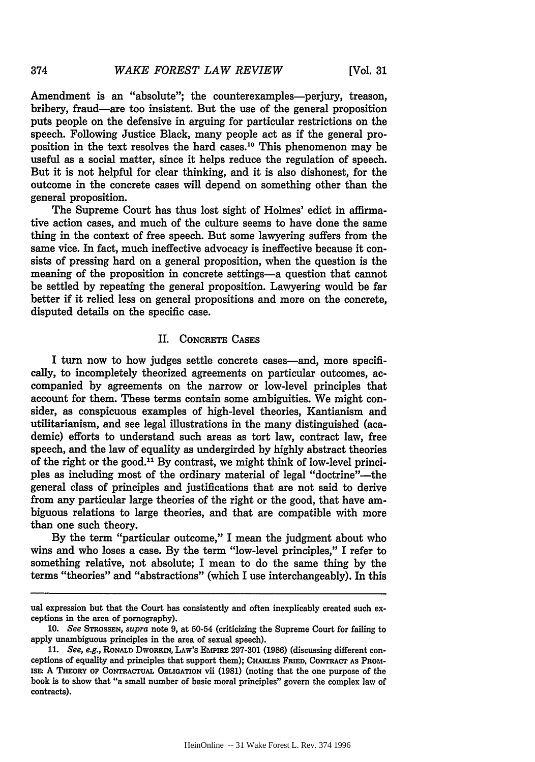Amendment is an "absolute"; the counterexamples—perjury, treason, bribery, fraud—are too insistent. But the use of the general proposition puts people on the defensive in arguing for particular restrictions on the speech. Following Justice Black, many people act as if the general proposition in the text resolves the hard cases.[10] This phenomenon may be useful as a social matter, since it helps reduce the regulation of speech. But it is not helpful for clear thinking, and it is also dishonest, for the outcome in the concrete cases will depend on something other than the general proposition.

The Supreme Court has thus lost sight of Holmes' edict in affirmative action cases, and much of the culture seems to have done the same thing in the context of free speech. But some lawyering suffers from the same vice. In fact, much ineffective advocacy is ineffective because it consists of pressing hard on a general proposition, when the question is the meaning of the proposition in concrete settings—a question that cannot be settled by repeating the general proposition. Lawyering would be far better if it relied less on general propositions and more on the concrete, disputed details on the specific case.

## II. Concrete Cases

I turn now to how judges settle concrete cases—and, more specifically, to incompletely theorized agreements on particular outcomes, accompanied by agreements on the narrow or low-level principles that account for them. These terms contain some ambiguities. We might consider, as conspicuous examples of high-level theories, Kantianism and utilitarianism, and see legal illustrations in the many distinguished (academic) efforts to understand such areas as tort law, contract law, free speech, and the law of equality as undergirded by highly abstract theories of the right or the good.[11] By contrast, we might think of low-level principles as including most of the ordinary material of legal "doctrine"—the general class of principles and justifications that are not said to derive from any particular large theories of the right or the good, that have ambiguous relations to large theories, and that are compatible with more than one such theory.

By the term "particular outcome," I mean the judgment about who wins and who loses a case. By the term "low-level principles," I refer to something relative, not absolute; I mean to do the same thing by the terms "theories" and "abstractions" (which I use interchangeably). In this

---

ual expression but that the Court has consistently and often inexplicably created such exceptions in the area of pornography).

10. *See* Strossen, *supra* note 9, at 50-54 (criticizing the Supreme Court for failing to apply unambiguous principles in the area of sexual speech).

11. *See, e.g.*, Ronald Dworkin, Law's Empire 297-301 (1986) (discussing different conceptions of equality and principles that support them); Charles Fried, Contract as Promise: A Theory of Contractual Obligation vii (1981) (noting that the one purpose of the book is to show that "a small number of basic moral principles" govern the complex law of contracts).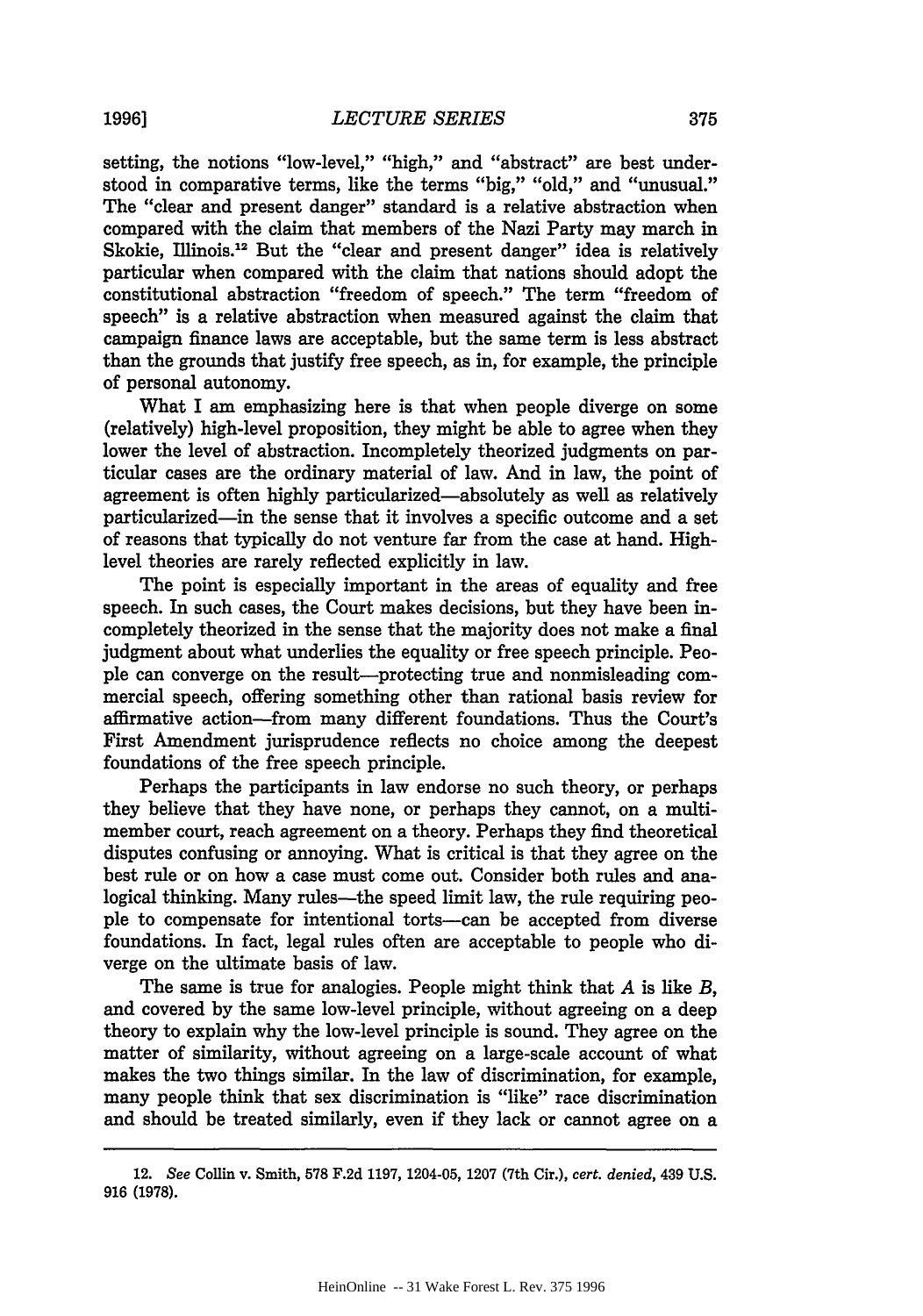setting, the notions "low-level," "high," and "abstract" are best understood in comparative terms, like the terms "big," "old," and "unusual." The "clear and present danger" standard is a relative abstraction when compared with the claim that members of the Nazi Party may march in Skokie, Illinois.[12] But the "clear and present danger" idea is relatively particular when compared with the claim that nations should adopt the constitutional abstraction "freedom of speech." The term "freedom of speech" is a relative abstraction when measured against the claim that campaign finance laws are acceptable, but the same term is less abstract than the grounds that justify free speech, as in, for example, the principle of personal autonomy.

What I am emphasizing here is that when people diverge on some (relatively) high-level proposition, they might be able to agree when they lower the level of abstraction. Incompletely theorized judgments on particular cases are the ordinary material of law. And in law, the point of agreement is often highly particularized—absolutely as well as relatively particularized—in the sense that it involves a specific outcome and a set of reasons that typically do not venture far from the case at hand. High-level theories are rarely reflected explicitly in law.

The point is especially important in the areas of equality and free speech. In such cases, the Court makes decisions, but they have been incompletely theorized in the sense that the majority does not make a final judgment about what underlies the equality or free speech principle. People can converge on the result—protecting true and nonmisleading commercial speech, offering something other than rational basis review for affirmative action—from many different foundations. Thus the Court's First Amendment jurisprudence reflects no choice among the deepest foundations of the free speech principle.

Perhaps the participants in law endorse no such theory, or perhaps they believe that they have none, or perhaps they cannot, on a multi-member court, reach agreement on a theory. Perhaps they find theoretical disputes confusing or annoying. What is critical is that they agree on the best rule or on how a case must come out. Consider both rules and analogical thinking. Many rules—the speed limit law, the rule requiring people to compensate for intentional torts—can be accepted from diverse foundations. In fact, legal rules often are acceptable to people who diverge on the ultimate basis of law.

The same is true for analogies. People might think that *A* is like *B*, and covered by the same low-level principle, without agreeing on a deep theory to explain why the low-level principle is sound. They agree on the matter of similarity, without agreeing on a large-scale account of what makes the two things similar. In the law of discrimination, for example, many people think that sex discrimination is "like" race discrimination and should be treated similarly, even if they lack or cannot agree on a

---

12. *See* Collin v. Smith, 578 F.2d 1197, 1204-05, 1207 (7th Cir.), *cert. denied*, 439 U.S. 916 (1978).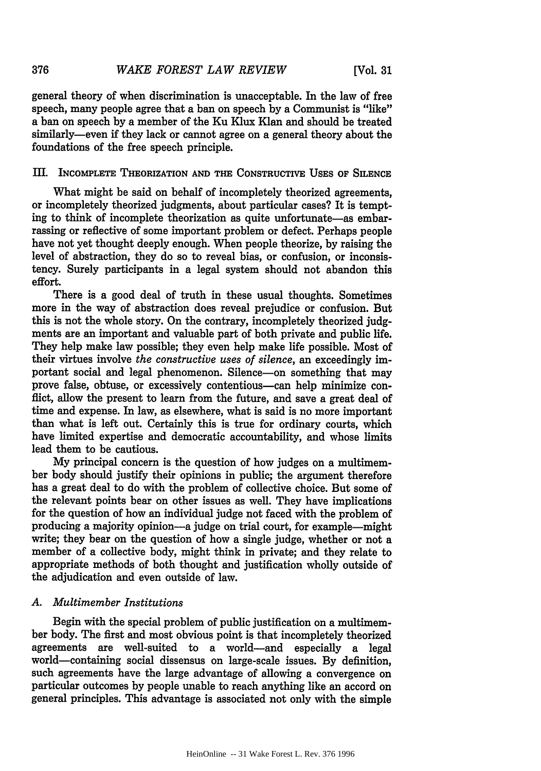general theory of when discrimination is unacceptable. In the law of free speech, many people agree that a ban on speech by a Communist is "like" a ban on speech by a member of the Ku Klux Klan and should be treated similarly—even if they lack or cannot agree on a general theory about the foundations of the free speech principle.

## III. Incomplete Theorization and the Constructive Uses of Silence

What might be said on behalf of incompletely theorized agreements, or incompletely theorized judgments, about particular cases? It is tempting to think of incomplete theorization as quite unfortunate—as embarrassing or reflective of some important problem or defect. Perhaps people have not yet thought deeply enough. When people theorize, by raising the level of abstraction, they do so to reveal bias, or confusion, or inconsistency. Surely participants in a legal system should not abandon this effort.

There is a good deal of truth in these usual thoughts. Sometimes more in the way of abstraction does reveal prejudice or confusion. But this is not the whole story. On the contrary, incompletely theorized judgments are an important and valuable part of both private and public life. They help make law possible; they even help make life possible. Most of their virtues involve *the constructive uses of silence*, an exceedingly important social and legal phenomenon. Silence—on something that may prove false, obtuse, or excessively contentious—can help minimize conflict, allow the present to learn from the future, and save a great deal of time and expense. In law, as elsewhere, what is said is no more important than what is left out. Certainly this is true for ordinary courts, which have limited expertise and democratic accountability, and whose limits lead them to be cautious.

My principal concern is the question of how judges on a multimember body should justify their opinions in public; the argument therefore has a great deal to do with the problem of collective choice. But some of the relevant points bear on other issues as well. They have implications for the question of how an individual judge not faced with the problem of producing a majority opinion—a judge on trial court, for example—might write; they bear on the question of how a single judge, whether or not a member of a collective body, might think in private; and they relate to appropriate methods of both thought and justification wholly outside of the adjudication and even outside of law.

### A. *Multimember Institutions*

Begin with the special problem of public justification on a multimember body. The first and most obvious point is that incompletely theorized agreements are well-suited to a world—and especially a legal world—containing social dissensus on large-scale issues. By definition, such agreements have the large advantage of allowing a convergence on particular outcomes by people unable to reach anything like an accord on general principles. This advantage is associated not only with the simple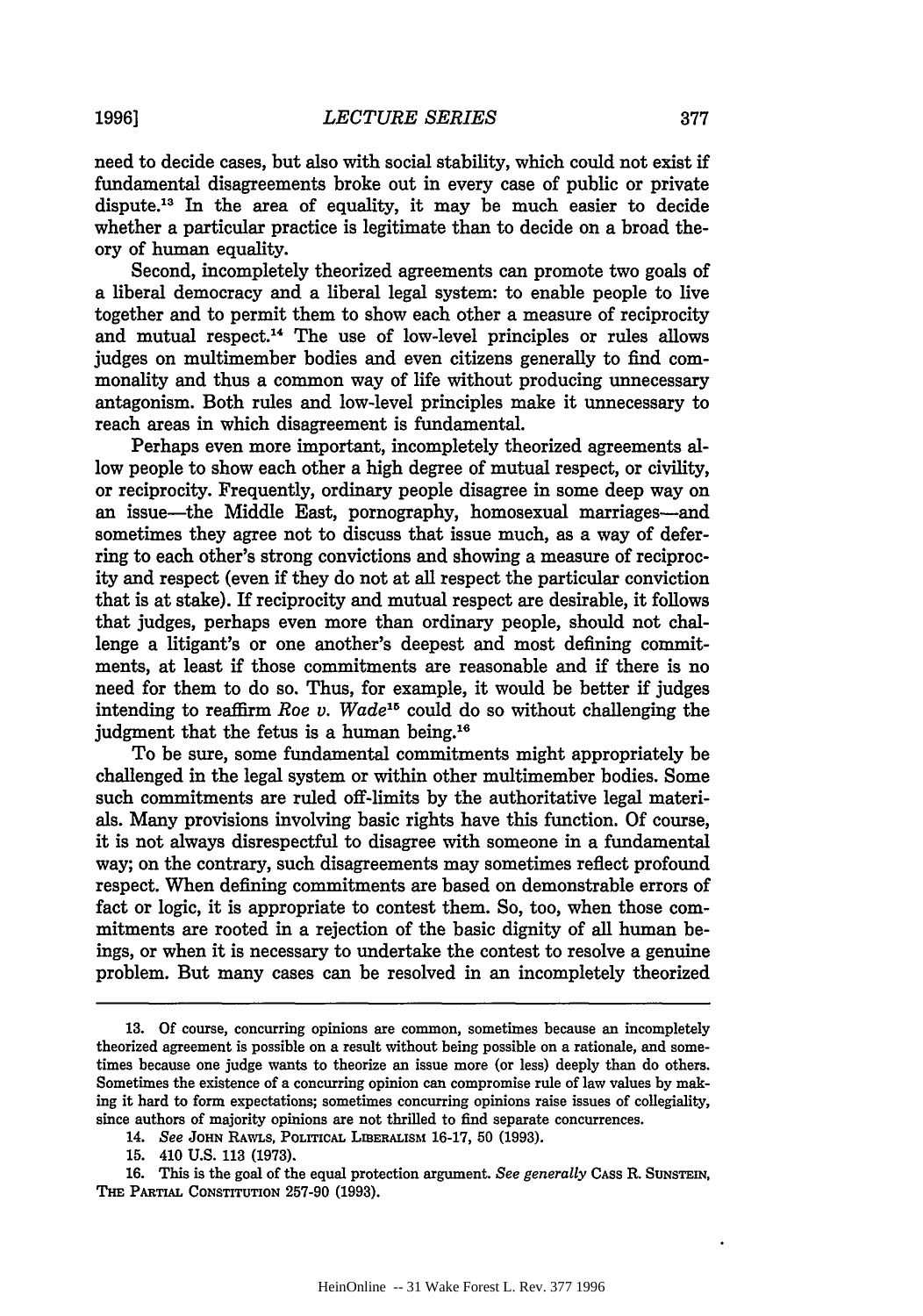need to decide cases, but also with social stability, which could not exist if fundamental disagreements broke out in every case of public or private dispute.[13] In the area of equality, it may be much easier to decide whether a particular practice is legitimate than to decide on a broad theory of human equality.

Second, incompletely theorized agreements can promote two goals of a liberal democracy and a liberal legal system: to enable people to live together and to permit them to show each other a measure of reciprocity and mutual respect.[14] The use of low-level principles or rules allows judges on multimember bodies and even citizens generally to find commonality and thus a common way of life without producing unnecessary antagonism. Both rules and low-level principles make it unnecessary to reach areas in which disagreement is fundamental.

Perhaps even more important, incompletely theorized agreements allow people to show each other a high degree of mutual respect, or civility, or reciprocity. Frequently, ordinary people disagree in some deep way on an issue—the Middle East, pornography, homosexual marriages—and sometimes they agree not to discuss that issue much, as a way of deferring to each other's strong convictions and showing a measure of reciprocity and respect (even if they do not at all respect the particular conviction that is at stake). If reciprocity and mutual respect are desirable, it follows that judges, perhaps even more than ordinary people, should not challenge a litigant's or one another's deepest and most defining commitments, at least if those commitments are reasonable and if there is no need for them to do so. Thus, for example, it would be better if judges intending to reaffirm *Roe v. Wade*[15] could do so without challenging the judgment that the fetus is a human being.[16]

To be sure, some fundamental commitments might appropriately be challenged in the legal system or within other multimember bodies. Some such commitments are ruled off-limits by the authoritative legal materials. Many provisions involving basic rights have this function. Of course, it is not always disrespectful to disagree with someone in a fundamental way; on the contrary, such disagreements may sometimes reflect profound respect. When defining commitments are based on demonstrable errors of fact or logic, it is appropriate to contest them. So, too, when those commitments are rooted in a rejection of the basic dignity of all human beings, or when it is necessary to undertake the contest to resolve a genuine problem. But many cases can be resolved in an incompletely theorized

---

13. Of course, concurring opinions are common, sometimes because an incompletely theorized agreement is possible on a result without being possible on a rationale, and sometimes because one judge wants to theorize an issue more (or less) deeply than do others. Sometimes the existence of a concurring opinion can compromise rule of law values by making it hard to form expectations; sometimes concurring opinions raise issues of collegiality, since authors of majority opinions are not thrilled to find separate concurrences.

14. *See* JOHN RAWLS, POLITICAL LIBERALISM 16-17, 50 (1993).

15. 410 U.S. 113 (1973).

16. This is the goal of the equal protection argument. *See generally* CASS R. SUNSTEIN, THE PARTIAL CONSTITUTION 257-90 (1993).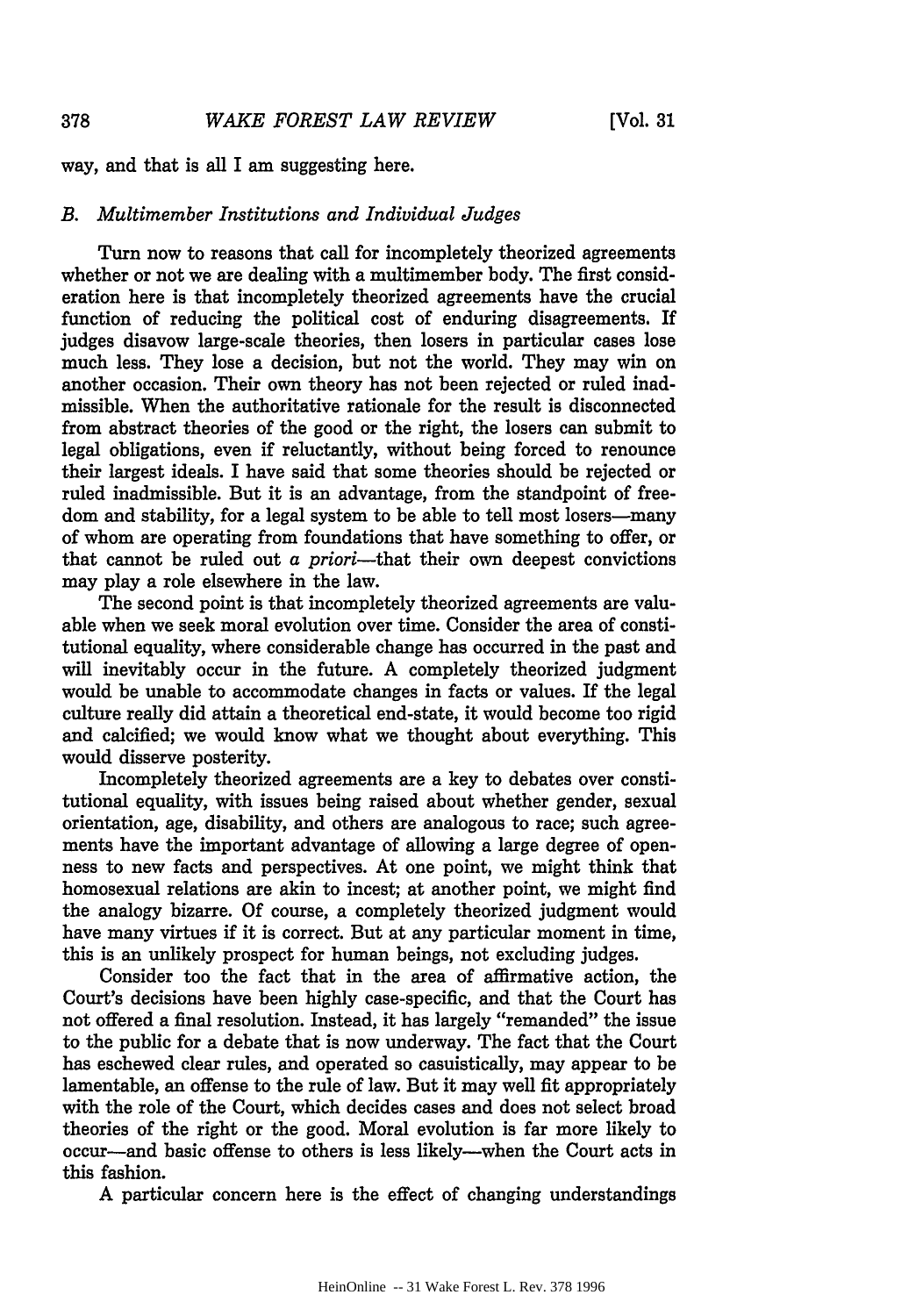way, and that is all I am suggesting here.

### *B. Multimember Institutions and Individual Judges*

Turn now to reasons that call for incompletely theorized agreements whether or not we are dealing with a multimember body. The first consideration here is that incompletely theorized agreements have the crucial function of reducing the political cost of enduring disagreements. If judges disavow large-scale theories, then losers in particular cases lose much less. They lose a decision, but not the world. They may win on another occasion. Their own theory has not been rejected or ruled inadmissible. When the authoritative rationale for the result is disconnected from abstract theories of the good or the right, the losers can submit to legal obligations, even if reluctantly, without being forced to renounce their largest ideals. I have said that some theories should be rejected or ruled inadmissible. But it is an advantage, from the standpoint of freedom and stability, for a legal system to be able to tell most losers—many of whom are operating from foundations that have something to offer, or that cannot be ruled out *a priori*—that their own deepest convictions may play a role elsewhere in the law.

The second point is that incompletely theorized agreements are valuable when we seek moral evolution over time. Consider the area of constitutional equality, where considerable change has occurred in the past and will inevitably occur in the future. A completely theorized judgment would be unable to accommodate changes in facts or values. If the legal culture really did attain a theoretical end-state, it would become too rigid and calcified; we would know what we thought about everything. This would disserve posterity.

Incompletely theorized agreements are a key to debates over constitutional equality, with issues being raised about whether gender, sexual orientation, age, disability, and others are analogous to race; such agreements have the important advantage of allowing a large degree of openness to new facts and perspectives. At one point, we might think that homosexual relations are akin to incest; at another point, we might find the analogy bizarre. Of course, a completely theorized judgment would have many virtues if it is correct. But at any particular moment in time, this is an unlikely prospect for human beings, not excluding judges.

Consider too the fact that in the area of affirmative action, the Court's decisions have been highly case-specific, and that the Court has not offered a final resolution. Instead, it has largely "remanded" the issue to the public for a debate that is now underway. The fact that the Court has eschewed clear rules, and operated so casuistically, may appear to be lamentable, an offense to the rule of law. But it may well fit appropriately with the role of the Court, which decides cases and does not select broad theories of the right or the good. Moral evolution is far more likely to occur—and basic offense to others is less likely—when the Court acts in this fashion.

A particular concern here is the effect of changing understandings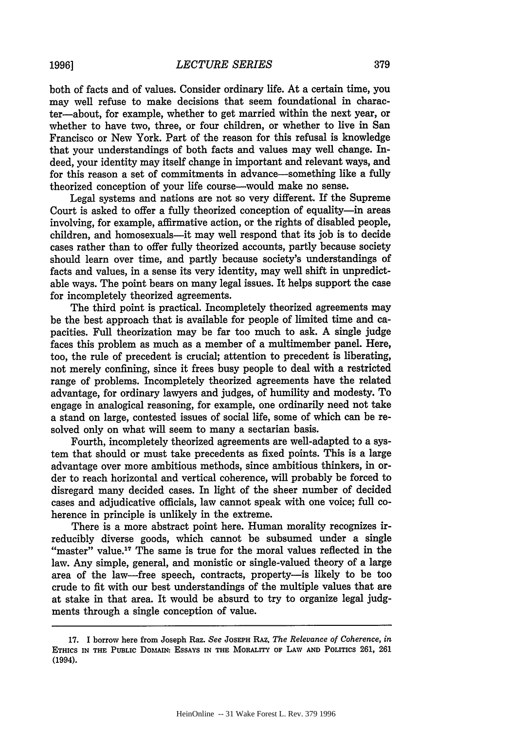both of facts and of values. Consider ordinary life. At a certain time, you may well refuse to make decisions that seem foundational in character—about, for example, whether to get married within the next year, or whether to have two, three, or four children, or whether to live in San Francisco or New York. Part of the reason for this refusal is knowledge that your understandings of both facts and values may well change. Indeed, your identity may itself change in important and relevant ways, and for this reason a set of commitments in advance—something like a fully theorized conception of your life course—would make no sense.

Legal systems and nations are not so very different. If the Supreme Court is asked to offer a fully theorized conception of equality—in areas involving, for example, affirmative action, or the rights of disabled people, children, and homosexuals—it may well respond that its job is to decide cases rather than to offer fully theorized accounts, partly because society should learn over time, and partly because society's understandings of facts and values, in a sense its very identity, may well shift in unpredictable ways. The point bears on many legal issues. It helps support the case for incompletely theorized agreements.

The third point is practical. Incompletely theorized agreements may be the best approach that is available for people of limited time and capacities. Full theorization may be far too much to ask. A single judge faces this problem as much as a member of a multimember panel. Here, too, the rule of precedent is crucial; attention to precedent is liberating, not merely confining, since it frees busy people to deal with a restricted range of problems. Incompletely theorized agreements have the related advantage, for ordinary lawyers and judges, of humility and modesty. To engage in analogical reasoning, for example, one ordinarily need not take a stand on large, contested issues of social life, some of which can be resolved only on what will seem to many a sectarian basis.

Fourth, incompletely theorized agreements are well-adapted to a system that should or must take precedents as fixed points. This is a large advantage over more ambitious methods, since ambitious thinkers, in order to reach horizontal and vertical coherence, will probably be forced to disregard many decided cases. In light of the sheer number of decided cases and adjudicative officials, law cannot speak with one voice; full coherence in principle is unlikely in the extreme.

There is a more abstract point here. Human morality recognizes irreducibly diverse goods, which cannot be subsumed under a single "master" value.[17] The same is true for the moral values reflected in the law. Any simple, general, and monistic or single-valued theory of a large area of the law—free speech, contracts, property—is likely to be too crude to fit with our best understandings of the multiple values that are at stake in that area. It would be absurd to try to organize legal judgments through a single conception of value.

---

17. I borrow here from Joseph Raz. *See* JOSEPH RAZ, *The Relevance of Coherence*, *in* ETHICS IN THE PUBLIC DOMAIN: ESSAYS IN THE MORALITY OF LAW AND POLITICS 261, 261 (1994).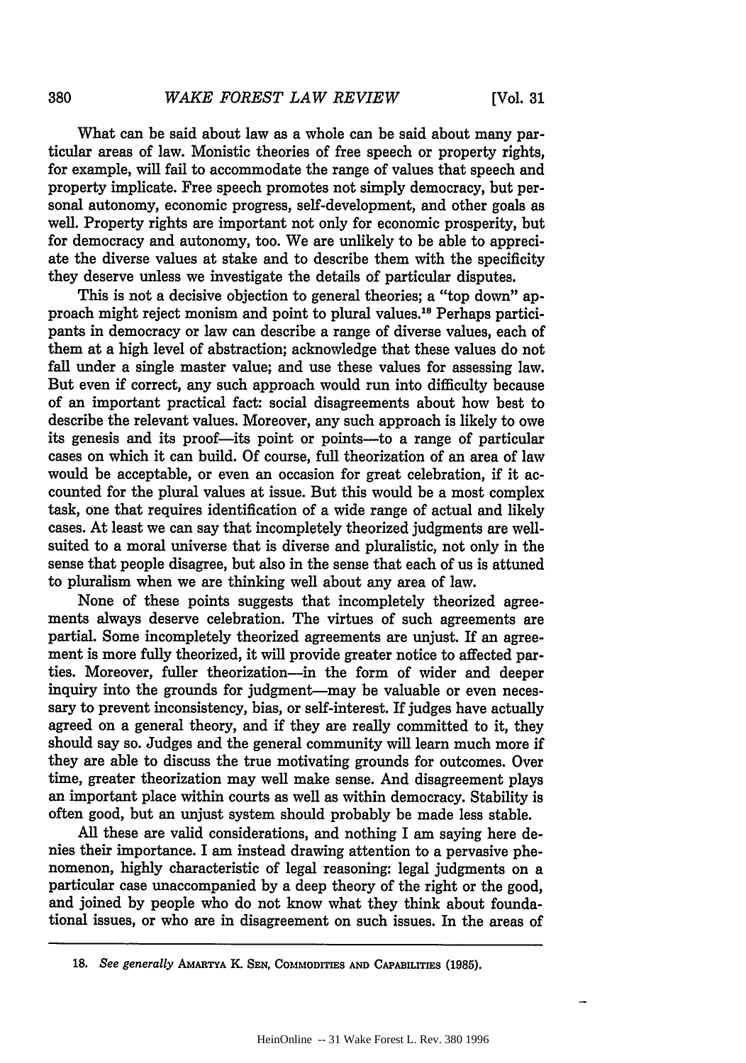What can be said about law as a whole can be said about many particular areas of law. Monistic theories of free speech or property rights, for example, will fail to accommodate the range of values that speech and property implicate. Free speech promotes not simply democracy, but personal autonomy, economic progress, self-development, and other goals as well. Property rights are important not only for economic prosperity, but for democracy and autonomy, too. We are unlikely to be able to appreciate the diverse values at stake and to describe them with the specificity they deserve unless we investigate the details of particular disputes.

This is not a decisive objection to general theories; a "top down" approach might reject monism and point to plural values.[18] Perhaps participants in democracy or law can describe a range of diverse values, each of them at a high level of abstraction; acknowledge that these values do not fall under a single master value; and use these values for assessing law. But even if correct, any such approach would run into difficulty because of an important practical fact: social disagreements about how best to describe the relevant values. Moreover, any such approach is likely to owe its genesis and its proof—its point or points—to a range of particular cases on which it can build. Of course, full theorization of an area of law would be acceptable, or even an occasion for great celebration, if it accounted for the plural values at issue. But this would be a most complex task, one that requires identification of a wide range of actual and likely cases. At least we can say that incompletely theorized judgments are well-suited to a moral universe that is diverse and pluralistic, not only in the sense that people disagree, but also in the sense that each of us is attuned to pluralism when we are thinking well about any area of law.

None of these points suggests that incompletely theorized agreements always deserve celebration. The virtues of such agreements are partial. Some incompletely theorized agreements are unjust. If an agreement is more fully theorized, it will provide greater notice to affected parties. Moreover, fuller theorization—in the form of wider and deeper inquiry into the grounds for judgment—may be valuable or even necessary to prevent inconsistency, bias, or self-interest. If judges have actually agreed on a general theory, and if they are really committed to it, they should say so. Judges and the general community will learn much more if they are able to discuss the true motivating grounds for outcomes. Over time, greater theorization may well make sense. And disagreement plays an important place within courts as well as within democracy. Stability is often good, but an unjust system should probably be made less stable.

All these are valid considerations, and nothing I am saying here denies their importance. I am instead drawing attention to a pervasive phenomenon, highly characteristic of legal reasoning: legal judgments on a particular case unaccompanied by a deep theory of the right or the good, and joined by people who do not know what they think about foundational issues, or who are in disagreement on such issues. In the areas of

18. *See generally* AMARTYA K. SEN, COMMODITIES AND CAPABILITIES (1985).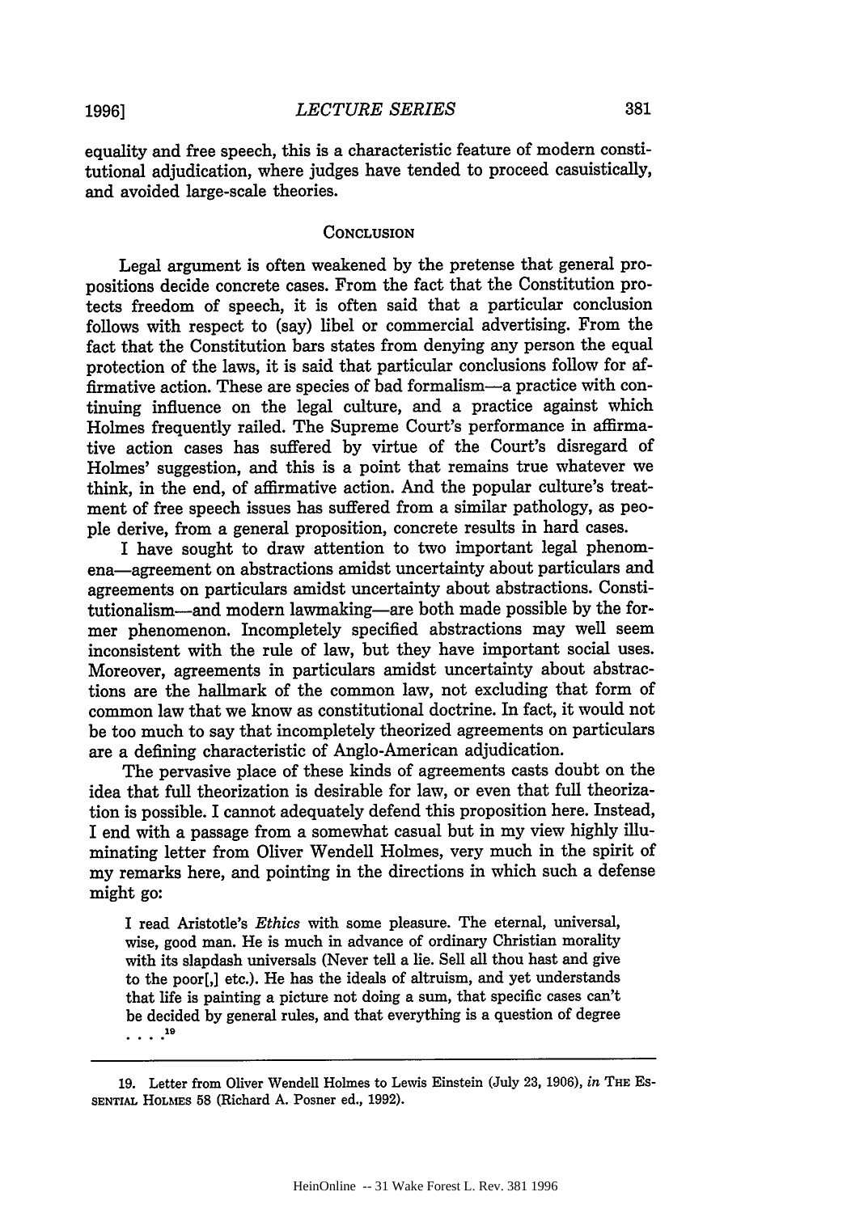equality and free speech, this is a characteristic feature of modern constitutional adjudication, where judges have tended to proceed casuistically, and avoided large-scale theories.

## CONCLUSION

Legal argument is often weakened by the pretense that general propositions decide concrete cases. From the fact that the Constitution protects freedom of speech, it is often said that a particular conclusion follows with respect to (say) libel or commercial advertising. From the fact that the Constitution bars states from denying any person the equal protection of the laws, it is said that particular conclusions follow for affirmative action. These are species of bad formalism—a practice with continuing influence on the legal culture, and a practice against which Holmes frequently railed. The Supreme Court's performance in affirmative action cases has suffered by virtue of the Court's disregard of Holmes' suggestion, and this is a point that remains true whatever we think, in the end, of affirmative action. And the popular culture's treatment of free speech issues has suffered from a similar pathology, as people derive, from a general proposition, concrete results in hard cases.

I have sought to draw attention to two important legal phenomena—agreement on abstractions amidst uncertainty about particulars and agreements on particulars amidst uncertainty about abstractions. Constitutionalism—and modern lawmaking—are both made possible by the former phenomenon. Incompletely specified abstractions may well seem inconsistent with the rule of law, but they have important social uses. Moreover, agreements in particulars amidst uncertainty about abstractions are the hallmark of the common law, not excluding that form of common law that we know as constitutional doctrine. In fact, it would not be too much to say that incompletely theorized agreements on particulars are a defining characteristic of Anglo-American adjudication.

The pervasive place of these kinds of agreements casts doubt on the idea that full theorization is desirable for law, or even that full theorization is possible. I cannot adequately defend this proposition here. Instead, I end with a passage from a somewhat casual but in my view highly illuminating letter from Oliver Wendell Holmes, very much in the spirit of my remarks here, and pointing in the directions in which such a defense might go:

> I read Aristotle's *Ethics* with some pleasure. The eternal, universal, wise, good man. He is much in advance of ordinary Christian morality with its slapdash universals (Never tell a lie. Sell all thou hast and give to the poor[,] etc.). He has the ideals of altruism, and yet understands that life is painting a picture not doing a sum, that specific cases can't be decided by general rules, and that everything is a question of degree . . . .[19]

---

19. Letter from Oliver Wendell Holmes to Lewis Einstein (July 23, 1906), *in* THE ESSENTIAL HOLMES 58 (Richard A. Posner ed., 1992).